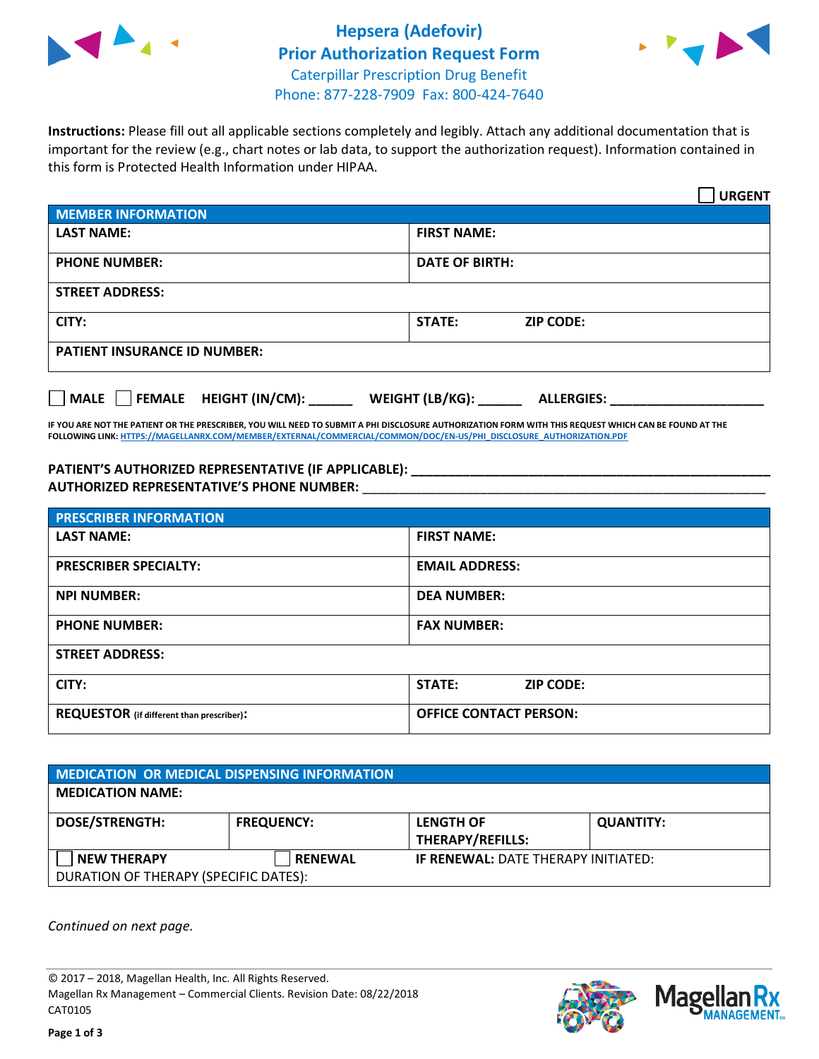# Hepsera (Adefovir)
## Prior Authorization Request Form
### Caterpillar Prescription Drug Benefit
Phone: 877-228-7909 Fax: 800-424-7640

**Instructions:** Please fill out all applicable sections completely and legibly. Attach any additional documentation that is important for the review (e.g., chart notes or lab data, to support the authorization request). Information contained in this form is Protected Health Information under HIPAA.

☐ **URGENT**

| MEMBER INFORMATION | |
|---|---|
| **LAST NAME:** | **FIRST NAME:** |
| **PHONE NUMBER:** | **DATE OF BIRTH:** |
| **STREET ADDRESS:** | |
| **CITY:** | **STATE:** **ZIP CODE:** |
| **PATIENT INSURANCE ID NUMBER:** | |

☐ **MALE** ☐ **FEMALE** **HEIGHT (IN/CM): ______** **WEIGHT (LB/KG): ______** **ALLERGIES: ____________________**

**IF YOU ARE NOT THE PATIENT OR THE PRESCRIBER, YOU WILL NEED TO SUBMIT A PHI DISCLOSURE AUTHORIZATION FORM WITH THIS REQUEST WHICH CAN BE FOUND AT THE FOLLOWING LINK: HTTPS://MAGELLANRX.COM/MEMBER/EXTERNAL/COMMERCIAL/COMMON/DOC/EN-US/PHI_DISCLOSURE_AUTHORIZATION.PDF**

**PATIENT'S AUTHORIZED REPRESENTATIVE (IF APPLICABLE): ____________________**
**AUTHORIZED REPRESENTATIVE'S PHONE NUMBER: ____________________**

| PRESCRIBER INFORMATION | |
|---|---|
| **LAST NAME:** | **FIRST NAME:** |
| **PRESCRIBER SPECIALTY:** | **EMAIL ADDRESS:** |
| **NPI NUMBER:** | **DEA NUMBER:** |
| **PHONE NUMBER:** | **FAX NUMBER:** |
| **STREET ADDRESS:** | |
| **CITY:** | **STATE:** **ZIP CODE:** |
| **REQUESTOR** (if different than prescriber)**:** | **OFFICE CONTACT PERSON:** |

| MEDICATION OR MEDICAL DISPENSING INFORMATION | | | |
|---|---|---|---|
| **MEDICATION NAME:** | | | |
| **DOSE/STRENGTH:** | **FREQUENCY:** | **LENGTH OF THERAPY/REFILLS:** | **QUANTITY:** |
| ☐ **NEW THERAPY** | ☐ **RENEWAL** | **IF RENEWAL:** DATE THERAPY INITIATED: | |
| DURATION OF THERAPY (SPECIFIC DATES): | | | |

*Continued on next page.*

© 2017 – 2018, Magellan Health, Inc. All Rights Reserved.
Magellan Rx Management – Commercial Clients. Revision Date: 08/22/2018
CAT0105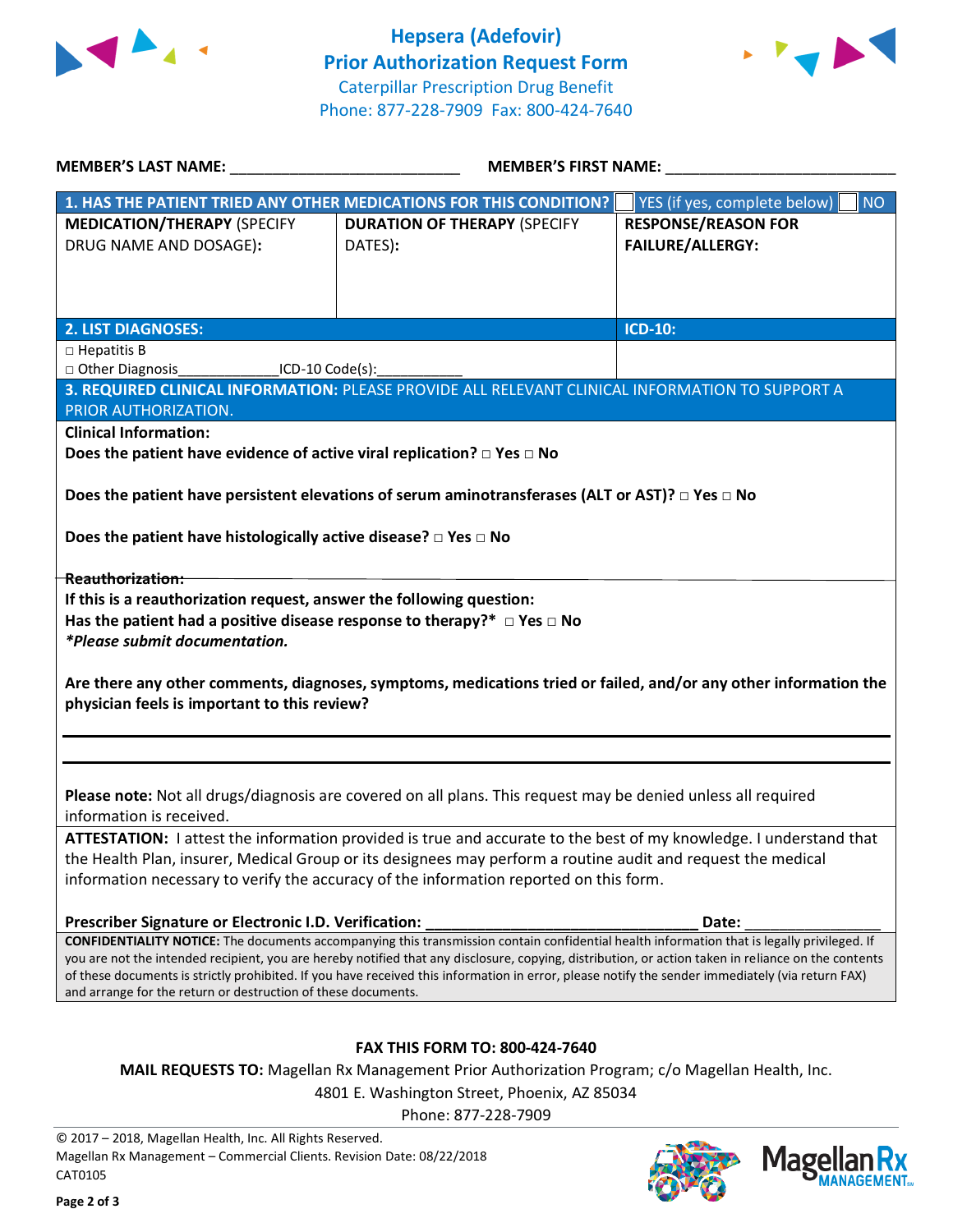# Hepsera (Adefovir)
## Prior Authorization Request Form

Caterpillar Prescription Drug Benefit
Phone: 877-228-7909 Fax: 800-424-7640

**MEMBER'S LAST NAME:** ___________________________ **MEMBER'S FIRST NAME:** ___________________________

| **1. HAS THE PATIENT TRIED ANY OTHER MEDICATIONS FOR THIS CONDITION?** | | ☐ YES (if yes, complete below) ☐ NO |
|---|---|---|
| **MEDICATION/THERAPY** (SPECIFY DRUG NAME AND DOSAGE): | **DURATION OF THERAPY** (SPECIFY DATES): | **RESPONSE/REASON FOR FAILURE/ALLERGY:** |
| | | |

| **2. LIST DIAGNOSES:** | **ICD-10:** |
|---|---|
| □ Hepatitis B<br>□ Other Diagnosis_____________ICD-10 Code(s):___________ | |

**3. REQUIRED CLINICAL INFORMATION:** PLEASE PROVIDE ALL RELEVANT CLINICAL INFORMATION TO SUPPORT A PRIOR AUTHORIZATION.

**Clinical Information:**

**Does the patient have evidence of active viral replication? □ Yes □ No**

**Does the patient have persistent elevations of serum aminotransferases (ALT or AST)? □ Yes □ No**

**Does the patient have histologically active disease? □ Yes □ No**

**Reauthorization:**

**If this is a reauthorization request, answer the following question:**

**Has the patient had a positive disease response to therapy?\* □ Yes □ No**

***Please submit documentation.**

**Are there any other comments, diagnoses, symptoms, medications tried or failed, and/or any other information the physician feels is important to this review?**

_______________________________________________________________________________

_______________________________________________________________________________

**Please note:** Not all drugs/diagnosis are covered on all plans. This request may be denied unless all required information is received.

**ATTESTATION:** I attest the information provided is true and accurate to the best of my knowledge. I understand that the Health Plan, insurer, Medical Group or its designees may perform a routine audit and request the medical information necessary to verify the accuracy of the information reported on this form.

**Prescriber Signature or Electronic I.D. Verification:** ______________________________ **Date:** _______________

**CONFIDENTIALITY NOTICE:** The documents accompanying this transmission contain confidential health information that is legally privileged. If you are not the intended recipient, you are hereby notified that any disclosure, copying, distribution, or action taken in reliance on the contents of these documents is strictly prohibited. If you have received this information in error, please notify the sender immediately (via return FAX) and arrange for the return or destruction of these documents.

**FAX THIS FORM TO: 800-424-7640**

**MAIL REQUESTS TO:** Magellan Rx Management Prior Authorization Program; c/o Magellan Health, Inc.
4801 E. Washington Street, Phoenix, AZ 85034
Phone: 877-228-7909

© 2017 – 2018, Magellan Health, Inc. All Rights Reserved.
Magellan Rx Management – Commercial Clients. Revision Date: 08/22/2018
CAT0105